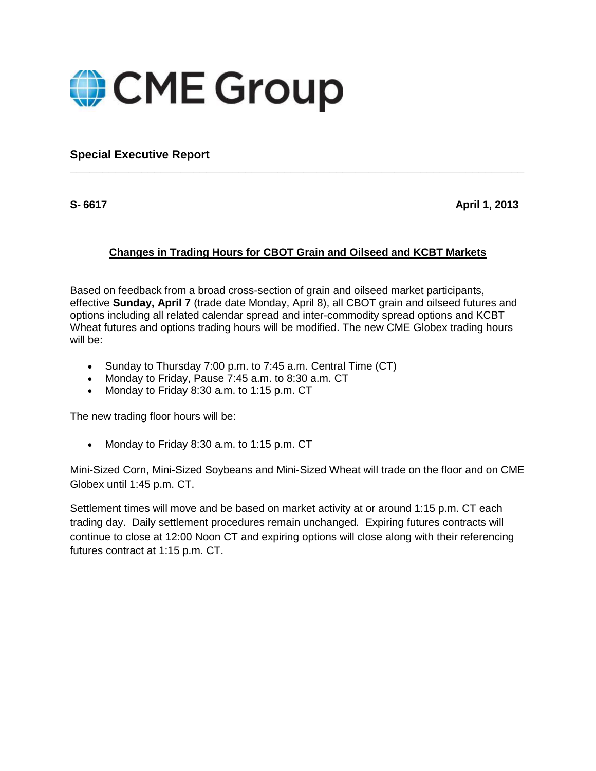# CME Group

## Special Executive Report

**S- 6617** **April 1, 2013**

### Changes in Trading Hours for CBOT Grain and Oilseed and KCBT Markets

Based on feedback from a broad cross-section of grain and oilseed market participants, effective **Sunday, April 7** (trade date Monday, April 8), all CBOT grain and oilseed futures and options including all related calendar spread and inter-commodity spread options and KCBT Wheat futures and options trading hours will be modified. The new CME Globex trading hours will be:

- Sunday to Thursday 7:00 p.m. to 7:45 a.m. Central Time (CT)
- Monday to Friday, Pause 7:45 a.m. to 8:30 a.m. CT
- Monday to Friday 8:30 a.m. to 1:15 p.m. CT

The new trading floor hours will be:

- Monday to Friday 8:30 a.m. to 1:15 p.m. CT

Mini-Sized Corn, Mini-Sized Soybeans and Mini-Sized Wheat will trade on the floor and on CME Globex until 1:45 p.m. CT.

Settlement times will move and be based on market activity at or around 1:15 p.m. CT each trading day. Daily settlement procedures remain unchanged. Expiring futures contracts will continue to close at 12:00 Noon CT and expiring options will close along with their referencing futures contract at 1:15 p.m. CT.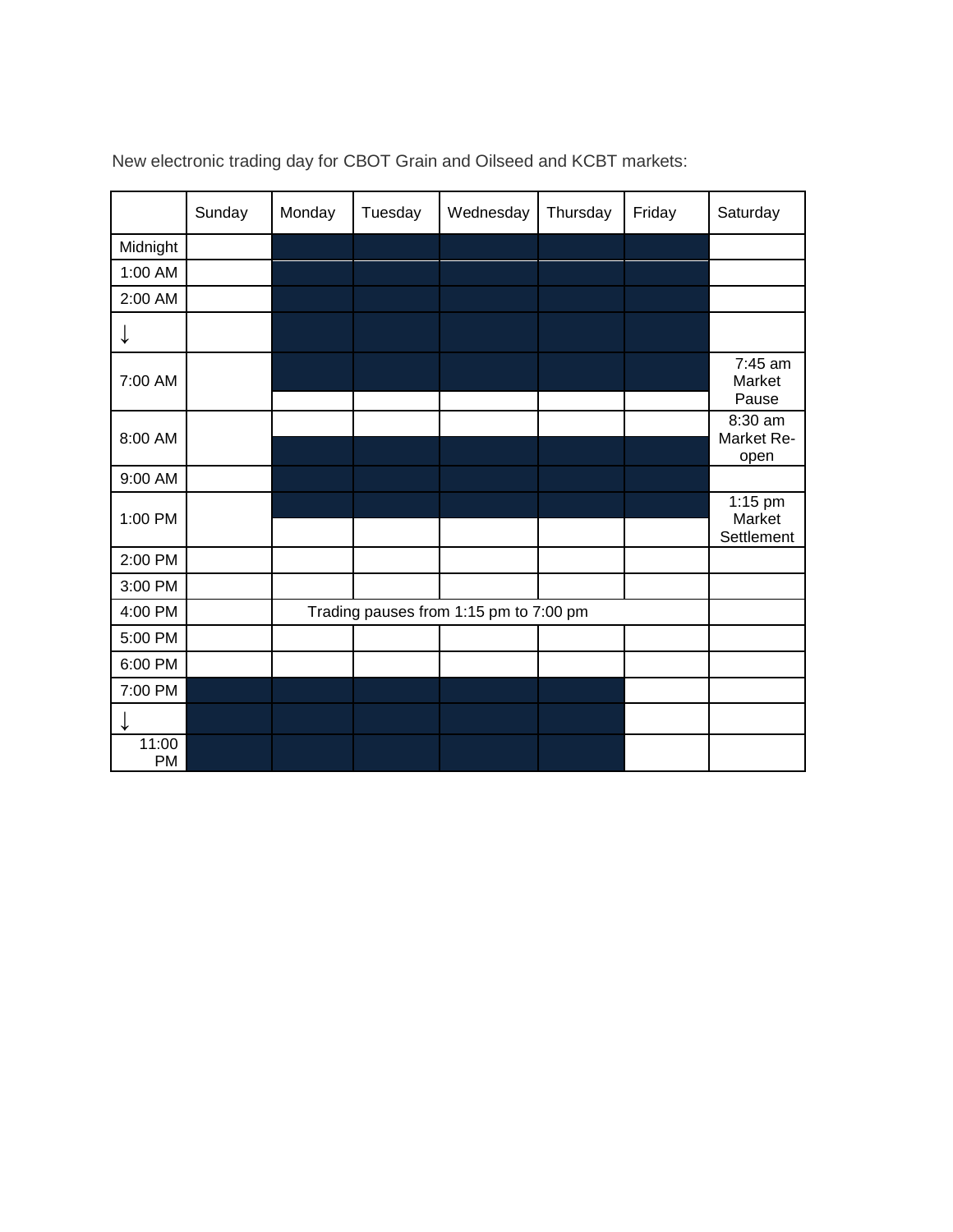New electronic trading day for CBOT Grain and Oilseed and KCBT markets:

| | Sunday | Monday | Tuesday | Wednesday | Thursday | Friday | Saturday |
|---|---|---|---|---|---|---|---|
| Midnight | | | | | | | |
| 1:00 AM | | | | | | | |
| 2:00 AM | | | | | | | |
| ↓ | | | | | | | |
| 7:00 AM | | | | | | | 7:45 am Market Pause |
| 8:00 AM | | | | | | | 8:30 am Market Re-open |
| 9:00 AM | | | | | | | |
| 1:00 PM | | | | | | | 1:15 pm Market Settlement |
| 2:00 PM | | | | | | | |
| 3:00 PM | | | | | | | |
| 4:00 PM | | Trading pauses from 1:15 pm to 7:00 pm | | | | | |
| 5:00 PM | | | | | | | |
| 6:00 PM | | | | | | | |
| 7:00 PM | | | | | | | |
| ↓ | | | | | | | |
| 11:00 PM | | | | | | | |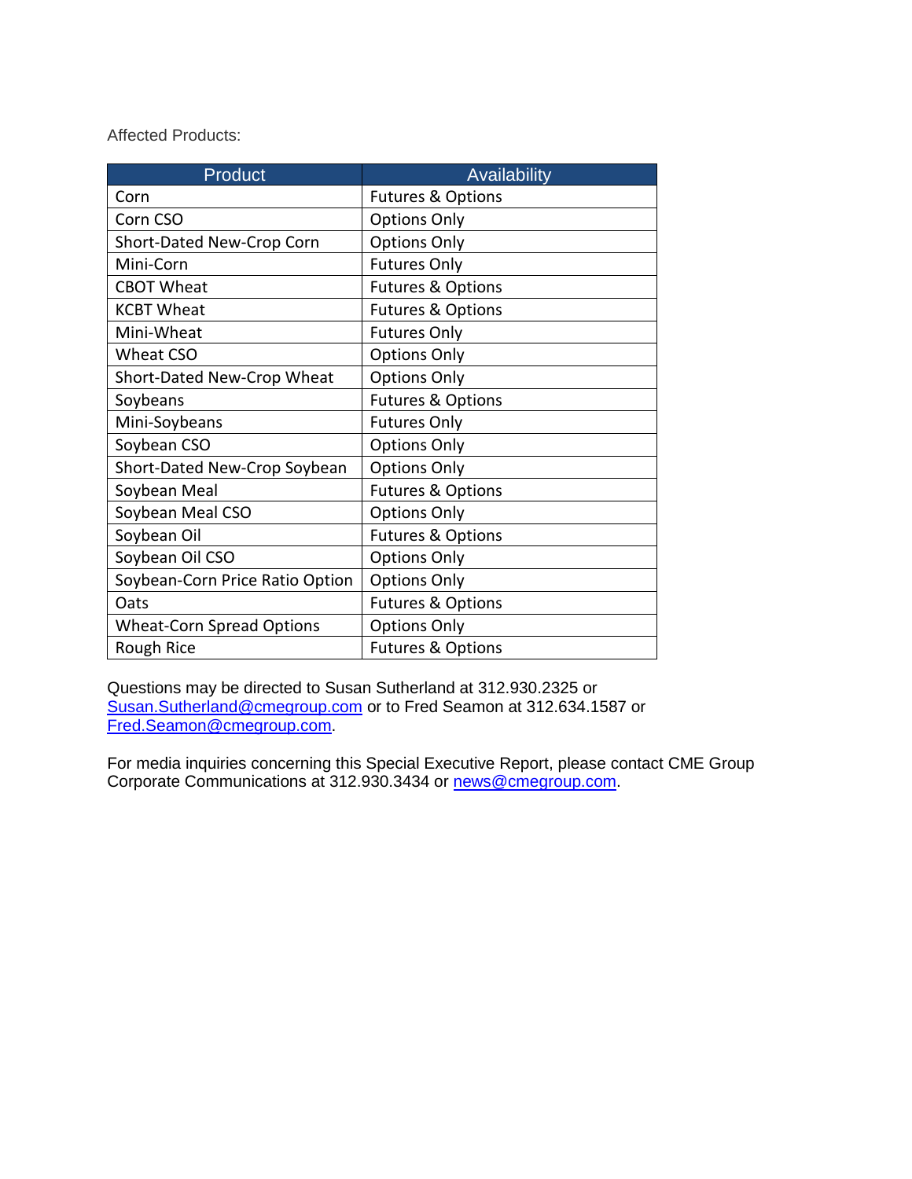Affected Products:

| Product | Availability |
|---|---|
| Corn | Futures & Options |
| Corn CSO | Options Only |
| Short-Dated New-Crop Corn | Options Only |
| Mini-Corn | Futures Only |
| CBOT Wheat | Futures & Options |
| KCBT Wheat | Futures & Options |
| Mini-Wheat | Futures Only |
| Wheat CSO | Options Only |
| Short-Dated New-Crop Wheat | Options Only |
| Soybeans | Futures & Options |
| Mini-Soybeans | Futures Only |
| Soybean CSO | Options Only |
| Short-Dated New-Crop Soybean | Options Only |
| Soybean Meal | Futures & Options |
| Soybean Meal CSO | Options Only |
| Soybean Oil | Futures & Options |
| Soybean Oil CSO | Options Only |
| Soybean-Corn Price Ratio Option | Options Only |
| Oats | Futures & Options |
| Wheat-Corn Spread Options | Options Only |
| Rough Rice | Futures & Options |

Questions may be directed to Susan Sutherland at 312.930.2325 or Susan.Sutherland@cmegroup.com or to Fred Seamon at 312.634.1587 or Fred.Seamon@cmegroup.com.

For media inquiries concerning this Special Executive Report, please contact CME Group Corporate Communications at 312.930.3434 or news@cmegroup.com.